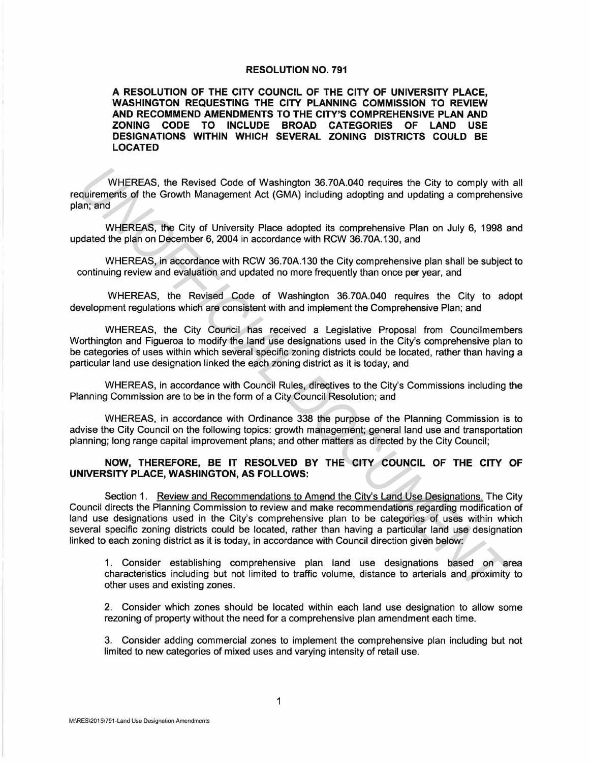# RESOLUTION NO. 791

## A RESOLUTION OF THE CITY COUNCIL OF THE CITY OF UNIVERSITY PLACE, WASHINGTON REQUESTING THE CITY PLANNING COMMISSION TO REVIEW AND RECOMMEND AMENDMENTS TO THE CITY'S COMPREHENSIVE PLAN AND ZONING CODE TO INCLUDE BROAD CATEGORIES OF LAND USE DESIGNATIONS WITHIN WHICH SEVERAL ZONING DISTRICTS COULD BE LOCATED

WHEREAS, the Revised Code of Washington 36.70A.040 requires the City to comply with all requirements of the Growth Management Act (GMA) including adopting and updating a comprehensive plan; and

WHEREAS, the City of University Place adopted its comprehensive Plan on July 6, 1998 and updated the plan on December 6, 2004 in accordance with RCW 36.70A.130, and

WHEREAS, in accordance with RCW 36.70A.130 the City comprehensive plan shall be subject to continuing review and evaluation and updated no more frequently than once per year, and

WHEREAS, the Revised Code of Washington 36.70A.040 requires the City to adopt development regulations which are consistent with and implement the Comprehensive Plan; and

WHEREAS, the City Council has received a Legislative Proposal from Councilmembers Worthington and Figueroa to modify the land use designations used in the City's comprehensive plan to be categories of uses within which several specific zoning districts could be located, rather than having a particular land use designation linked the each zoning district as it is today, and

WHEREAS, in accordance with Council Rules, directives to the City's Commissions including the Planning Commission are to be in the form of a City Council Resolution; and

WHEREAS, in accordance with Ordinance 338 the purpose of the Planning Commission is to advise the City Council on the following topics: growth management; general land use and transportation planning; long range capital improvement plans; and other matters as directed by the City Council;

**NOW, THEREFORE, BE IT RESOLVED BY THE CITY COUNCIL OF THE CITY OF UNIVERSITY PLACE, WASHINGTON, AS FOLLOWS:**

Section 1. Review and Recommendations to Amend the City's Land Use Designations. The City Council directs the Planning Commission to review and make recommendations regarding modification of land use designations used in the City's comprehensive plan to be categories of uses within which several specific zoning districts could be located, rather than having a particular land use designation linked to each zoning district as it is today, in accordance with Council direction given below:

1. Consider establishing comprehensive plan land use designations based on area characteristics including but not limited to traffic volume, distance to arterials and proximity to other uses and existing zones.

2. Consider which zones should be located within each land use designation to allow some rezoning of property without the need for a comprehensive plan amendment each time.

3. Consider adding commercial zones to implement the comprehensive plan including but not limited to new categories of mixed uses and varying intensity of retail use.

M:\RES\2015\791-Land Use Designation Amendments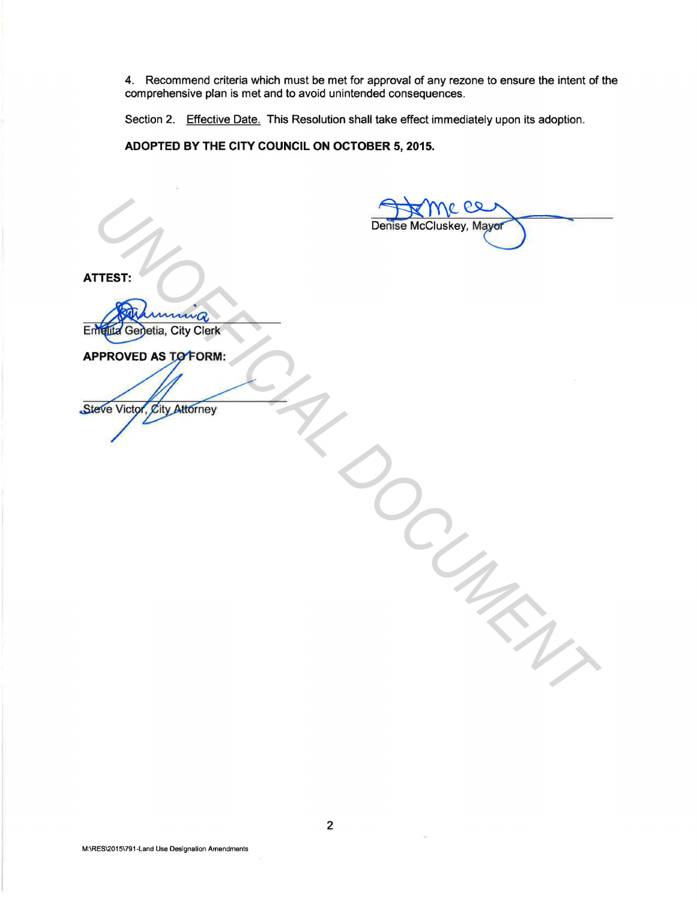4. Recommend criteria which must be met for approval of any rezone to ensure the intent of the comprehensive plan is met and to avoid unintended consequences.

Section 2. Effective Date. This Resolution shall take effect immediately upon its adoption.

**ADOPTED BY THE CITY COUNCIL ON OCTOBER 5, 2015.**

Denise McCluskey, Mayor

**ATTEST:**

Emelita Genetia, City Clerk

**APPROVED AS TO FORM:**

Steve Victor, City Attorney

UNOFFICIAL DOCUMENT

M:\RES\2015\791-Land Use Designation Amendments